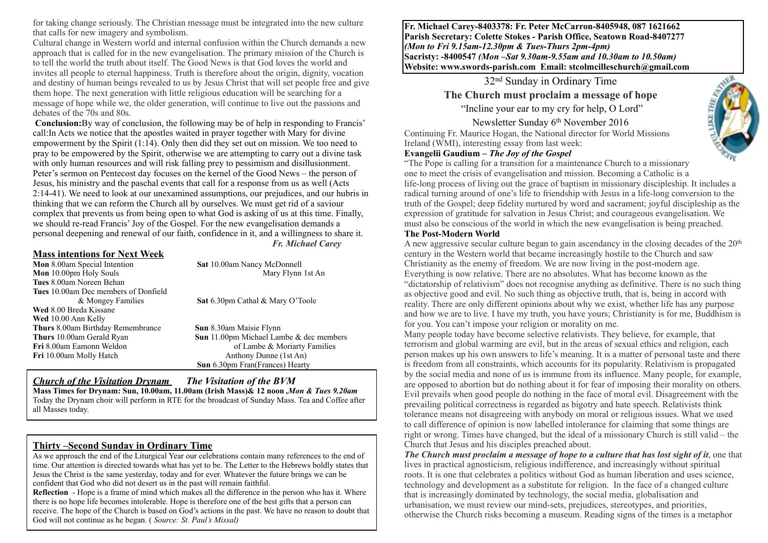for taking change seriously. The Christian message must be integrated into the new culture that calls for new imagery and symbolism.

Cultural change in Western world and internal confusion within the Church demands a new approach that is called for in the new evangelisation. The primary mission of the Church is to tell the world the truth about itself. The Good News is that God loves the world and invites all people to eternal happiness. Truth is therefore about the origin, dignity, vocation and destiny of human beings revealed to us by Jesus Christ that will set people free and give them hope. The next generation with little religious education will be searching for a message of hope while we, the older generation, will continue to live out the passions and debates of the 70s and 80s.

**Conclusion:**By way of conclusion, the following may be of help in responding to Francis' call:In Acts we notice that the apostles waited in prayer together with Mary for divine empowerment by the Spirit (1:14). Only then did they set out on mission. We too need to pray to be empowered by the Spirit, otherwise we are attempting to carry out a divine task with only human resources and will risk falling prey to pessimism and disillusionment. Peter's sermon on Pentecost day focuses on the kernel of the Good News – the person of Jesus, his ministry and the paschal events that call for a response from us as well (Acts 2:14-41). We need to look at our unexamined assumptions, our prejudices, and our hubris in thinking that we can reform the Church all by ourselves. We must get rid of a saviour complex that prevents us from being open to what God is asking of us at this time. Finally, we should re-read Francis' Joy of the Gospel. For the new evangelisation demands a personal deepening and renewal of our faith, confidence in it, and a willingness to share it.

*Fr. Michael Carey*

## Mass intentions for Next Week

**Mon** 8.00am Special Intention
**Mon** 10.00pm Holy Souls
**Tues** 8.00am Noreen Behan
**Tues** 10.00am Dec members of Donfield & Mongey Families
**Wed** 8.00 Breda Kissane
**Wed** 10.00 Ann Kelly
**Thurs** 8.00am Birthday Remembrance
**Thurs** 10.00am Gerald Ryan
**Fri** 8.00am Eamonn Weldon
**Fri** 10.00am Molly Hatch
**Sat** 10.00am Nancy McDonnell
Mary Flynn 1st An
**Sat** 6.30pm Cathal & Mary O'Toole
**Sun** 8.30am Maisie Flynn
**Sun** 11.00pm Michael Lambe & dec members of Lambe & Moriarty Families
Anthony Dunne (1st An)
**Sun** 6.30pm Fran(Frances) Hearty

### *Church of the Visitation Drynam* *The Visitation of the BVM*

**Mass Times for Drynam: Sun, 10.00am, 11.00am (Irish Mass)& 12 noon ,*Mon & Tues 9.20am***
Today the Drynam choir will perform in RTE for the broadcast of Sunday Mass. Tea and Coffee after all Masses today.

## Thirty –Second Sunday in Ordinary Time

As we approach the end of the Liturgical Year our celebrations contain many references to the end of time. Our attention is directed towards what has yet to be. The Letter to the Hebrews boldly states that Jesus the Christ is the same yesterday, today and for ever. Whatever the future brings we can be confident that God who did not desert us in the past will remain faithful.

**Reflection** - Hope is a frame of mind which makes all the difference in the person who has it. Where there is no hope life becomes intolerable. Hope is therefore one of the best gifts that a person can receive. The hope of the Church is based on God's actions in the past. We have no reason to doubt that God will not continue as he began. ( *Source: St. Paul's Missal)*

**Fr. Michael Carey-8403378: Fr. Peter McCarron-8405948, 087 1621662**
**Parish Secretary: Colette Stokes - Parish Office, Seatown Road-8407277**
***(Mon to Fri 9.15am-12.30pm & Tues-Thurs 2pm-4pm)***
**Sacristy: -8400547 *(Mon –Sat 9.30am-9.55am and 10.30am to 10.50am)***
**Website: www.swords-parish.com Email: stcolmcilleschurch@gmail.com**

32nd Sunday in Ordinary Time

**The Church must proclaim a message of hope**

"Incline your ear to my cry for help, O Lord"

Newsletter Sunday 6th November 2016

Continuing Fr. Maurice Hogan, the National director for World Missions Ireland (WMI), interesting essay from last week:

**Evangelii Gaudium –** ***The Joy of the Gospel***

"The Pope is calling for a transition for a maintenance Church to a missionary one to meet the crisis of evangelisation and mission. Becoming a Catholic is a life-long process of living out the grace of baptism in missionary discipleship. It includes a radical turning around of one's life to friendship with Jesus in a life-long conversion to the truth of the Gospel; deep fidelity nurtured by word and sacrament; joyful discipleship as the expression of gratitude for salvation in Jesus Christ; and courageous evangelisation. We must also be conscious of the world in which the new evangelisation is being preached.

**The Post-Modern World**

A new aggressive secular culture began to gain ascendancy in the closing decades of the 20th century in the Western world that became increasingly hostile to the Church and saw Christianity as the enemy of freedom. We are now living in the post-modern age. Everything is now relative. There are no absolutes. What has become known as the "dictatorship of relativism" does not recognise anything as definitive. There is no such thing as objective good and evil. No such thing as objective truth, that is, being in accord with reality. There are only different opinions about why we exist, whether life has any purpose and how we are to live. I have my truth, you have yours; Christianity is for me, Buddhism is for you. You can't impose your religion or morality on me.

Many people today have become selective relativists. They believe, for example, that terrorism and global warming are evil, but in the areas of sexual ethics and religion, each person makes up his own answers to life's meaning. It is a matter of personal taste and there is freedom from all constraints, which accounts for its popularity. Relativism is propagated by the social media and none of us is immune from its influence. Many people, for example, are opposed to abortion but do nothing about it for fear of imposing their morality on others. Evil prevails when good people do nothing in the face of moral evil. Disagreement with the prevailing political correctness is regarded as bigotry and hate speech. Relativists think tolerance means not disagreeing with anybody on moral or religious issues. What we used to call difference of opinion is now labelled intolerance for claiming that some things are right or wrong. Times have changed, but the ideal of a missionary Church is still valid – the Church that Jesus and his disciples preached about.

***The Church must proclaim a message of hope to a culture that has lost sight of it***, one that lives in practical agnosticism, religious indifference, and increasingly without spiritual roots. It is one that celebrates a politics without God as human liberation and uses science, technology and development as a substitute for religion. In the face of a changed culture that is increasingly dominated by technology, the social media, globalisation and urbanisation, we must review our mind-sets, prejudices, stereotypes, and priorities, otherwise the Church risks becoming a museum. Reading signs of the times is a metaphor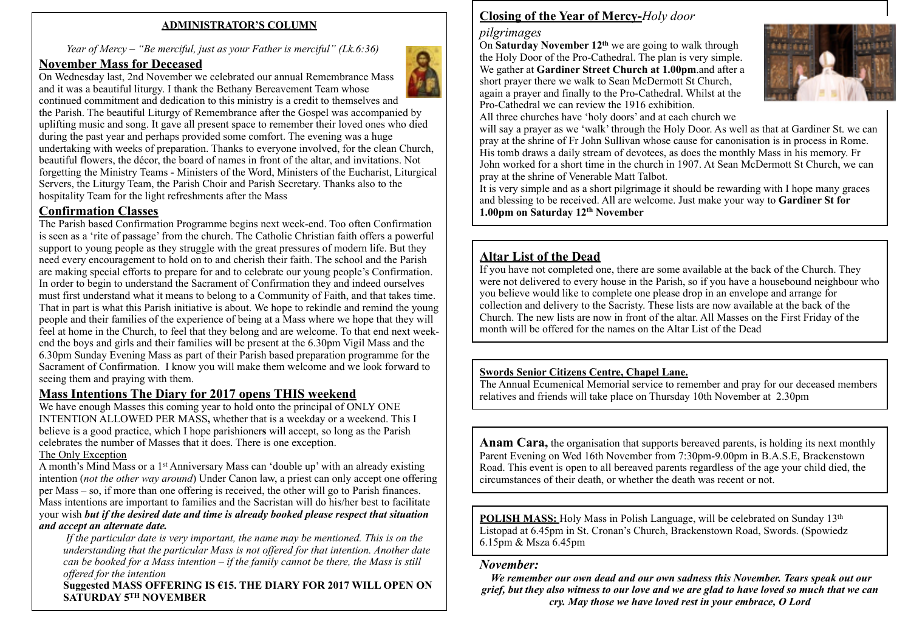## ADMINISTRATOR'S COLUMN

*Year of Mercy – "Be merciful, just as your Father is merciful" (Lk.6:36)*

## November Mass for Deceased

On Wednesday last, 2nd November we celebrated our annual Remembrance Mass and it was a beautiful liturgy. I thank the Bethany Bereavement Team whose continued commitment and dedication to this ministry is a credit to themselves and the Parish. The beautiful Liturgy of Remembrance after the Gospel was accompanied by uplifting music and song. It gave all present space to remember their loved ones who died during the past year and perhaps provided some comfort. The evening was a huge undertaking with weeks of preparation. Thanks to everyone involved, for the clean Church, beautiful flowers, the décor, the board of names in front of the altar, and invitations. Not forgetting the Ministry Teams - Ministers of the Word, Ministers of the Eucharist, Liturgical Servers, the Liturgy Team, the Parish Choir and Parish Secretary. Thanks also to the hospitality Team for the light refreshments after the Mass

## Confirmation Classes

The Parish based Confirmation Programme begins next week-end. Too often Confirmation is seen as a 'rite of passage' from the church. The Catholic Christian faith offers a powerful support to young people as they struggle with the great pressures of modern life. But they need every encouragement to hold on to and cherish their faith. The school and the Parish are making special efforts to prepare for and to celebrate our young people's Confirmation. In order to begin to understand the Sacrament of Confirmation they and indeed ourselves must first understand what it means to belong to a Community of Faith, and that takes time. That in part is what this Parish initiative is about. We hope to rekindle and remind the young people and their families of the experience of being at a Mass where we hope that they will feel at home in the Church, to feel that they belong and are welcome. To that end next week-end the boys and girls and their families will be present at the 6.30pm Vigil Mass and the 6.30pm Sunday Evening Mass as part of their Parish based preparation programme for the Sacrament of Confirmation. I know you will make them welcome and we look forward to seeing them and praying with them.

## Mass Intentions The Diary for 2017 opens THIS weekend

We have enough Masses this coming year to hold onto the principal of ONLY ONE INTENTION ALLOWED PER MASS**,** whether that is a weekday or a weekend. This I believe is a good practice, which I hope parishioner**s** will accept, so long as the Parish celebrates the number of Masses that it does. There is one exception.

The Only Exception

A month's Mind Mass or a 1st Anniversary Mass can 'double up' with an already existing intention (*not the other way around*) Under Canon law, a priest can only accept one offering per Mass – so, if more than one offering is received, the other will go to Parish finances. Mass intentions are important to families and the Sacristan will do his/her best to facilitate your wish ***but if the desired date and time is already booked please respect that situation and accept an alternate date.***

*If the particular date is very important, the name may be mentioned. This is on the understanding that the particular Mass is not offered for that intention. Another date can be booked for a Mass intention – if the family cannot be there, the Mass is still offered for the intention*

**Suggested MASS OFFERING IS €15. THE DIARY FOR 2017 WILL OPEN ON SATURDAY 5TH NOVEMBER**

## Closing of the Year of Mercy-*Holy door pilgrimages*

On **Saturday November 12th** we are going to walk through the Holy Door of the Pro-Cathedral. The plan is very simple. We gather at **Gardiner Street Church at 1.00pm**.and after a short prayer there we walk to Sean McDermott St Church, again a prayer and finally to the Pro-Cathedral. Whilst at the Pro-Cathedral we can review the 1916 exhibition.

All three churches have 'holy doors' and at each church we will say a prayer as we 'walk' through the Holy Door. As well as that at Gardiner St. we can pray at the shrine of Fr John Sullivan whose cause for canonisation is in process in Rome. His tomb draws a daily stream of devotees, as does the monthly Mass in his memory. Fr John worked for a short time in the church in 1907. At Sean McDermott St Church, we can pray at the shrine of Venerable Matt Talbot.

It is very simple and as a short pilgrimage it should be rewarding with I hope many graces and blessing to be received. All are welcome. Just make your way to **Gardiner St for 1.00pm on Saturday 12th November**

## Altar List of the Dead

If you have not completed one, there are some available at the back of the Church. They were not delivered to every house in the Parish, so if you have a housebound neighbour who you believe would like to complete one please drop in an envelope and arrange for collection and delivery to the Sacristy. These lists are now available at the back of the Church. The new lists are now in front of the altar. All Masses on the First Friday of the month will be offered for the names on the Altar List of the Dead

**Swords Senior Citizens Centre, Chapel Lane.**

The Annual Ecumenical Memorial service to remember and pray for our deceased members relatives and friends will take place on Thursday 10th November at 2.30pm

**Anam Cara,** the organisation that supports bereaved parents, is holding its next monthly Parent Evening on Wed 16th November from 7:30pm-9.00pm in B.A.S.E, Brackenstown Road. This event is open to all bereaved parents regardless of the age your child died, the circumstances of their death, or whether the death was recent or not.

**POLISH MASS:** Holy Mass in Polish Language, will be celebrated on Sunday 13th Listopad at 6.45pm in St. Cronan's Church, Brackenstown Road, Swords. (Spowiedz 6.15pm & Msza 6.45pm

*November:*

***We remember our own dead and our own sadness this November. Tears speak out our grief, but they also witness to our love and we are glad to have loved so much that we can cry. May those we have loved rest in your embrace, O Lord***